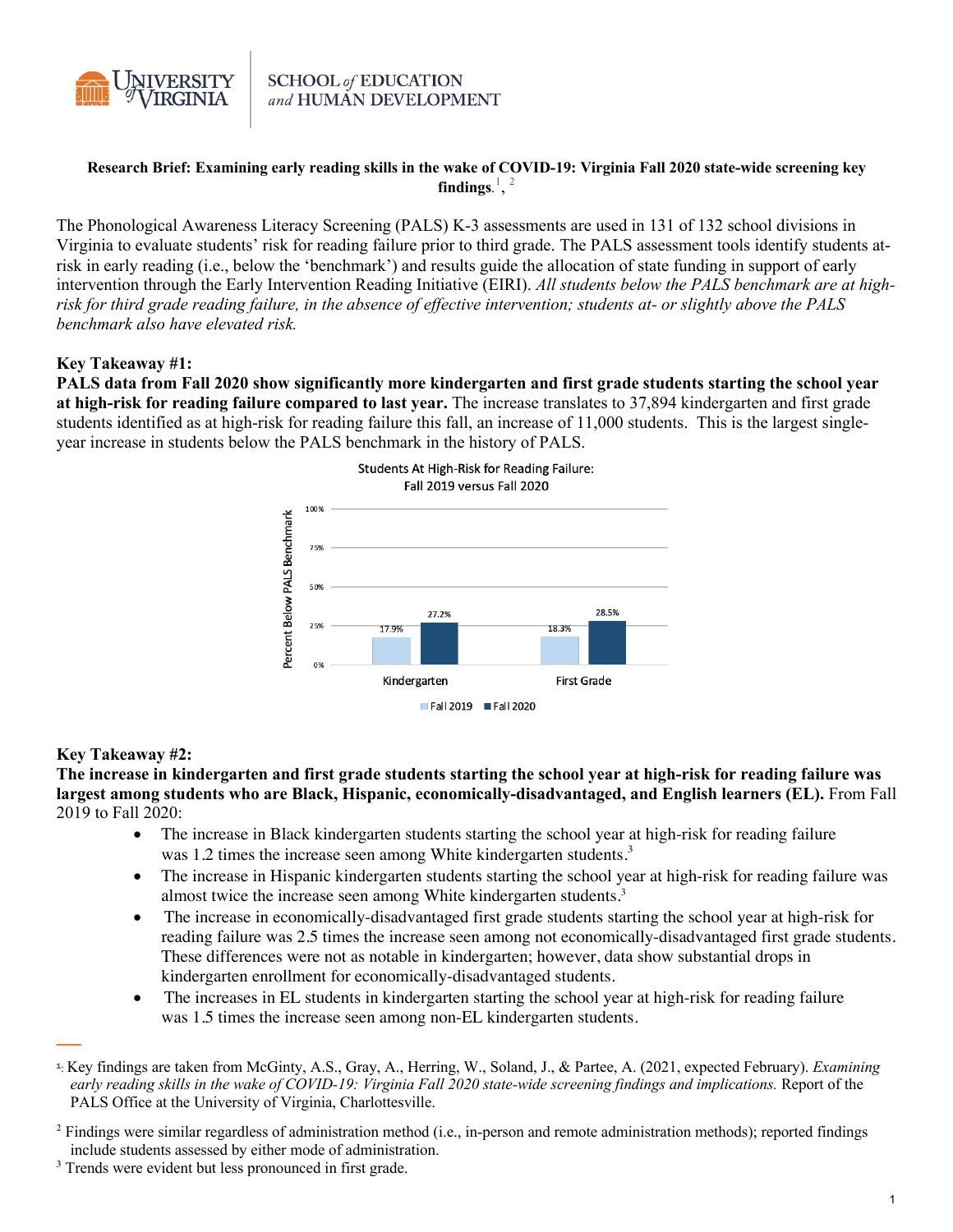University of Virginia | SCHOOL *of* EDUCATION *and* HUMAN DEVELOPMENT

**Research Brief: Examining early reading skills in the wake of COVID-19: Virginia Fall 2020 state-wide screening key findings.**[1], [2]

The Phonological Awareness Literacy Screening (PALS) K-3 assessments are used in 131 of 132 school divisions in Virginia to evaluate students' risk for reading failure prior to third grade. The PALS assessment tools identify students at-risk in early reading (i.e., below the 'benchmark') and results guide the allocation of state funding in support of early intervention through the Early Intervention Reading Initiative (EIRI). *All students below the PALS benchmark are at high-risk for third grade reading failure, in the absence of effective intervention; students at- or slightly above the PALS benchmark also have elevated risk.*

**Key Takeaway #1:**

**PALS data from Fall 2020 show significantly more kindergarten and first grade students starting the school year at high-risk for reading failure compared to last year.** The increase translates to 37,894 kindergarten and first grade students identified as at high-risk for reading failure this fall, an increase of 11,000 students. This is the largest single-year increase in students below the PALS benchmark in the history of PALS.

Students At High-Risk for Reading Failure: Fall 2019 versus Fall 2020

| Percent Below PALS Benchmark | Fall 2019 | Fall 2020 |
| --- | --- | --- |
| Kindergarten | 17.9% | 27.2% |
| First Grade | 18.3% | 28.5% |

**Key Takeaway #2:**

**The increase in kindergarten and first grade students starting the school year at high-risk for reading failure was largest among students who are Black, Hispanic, economically-disadvantaged, and English learners (EL).** From Fall 2019 to Fall 2020:

- The increase in Black kindergarten students starting the school year at high-risk for reading failure was 1.2 times the increase seen among White kindergarten students.[3]
- The increase in Hispanic kindergarten students starting the school year at high-risk for reading failure was almost twice the increase seen among White kindergarten students.[3]
- The increase in economically-disadvantaged first grade students starting the school year at high-risk for reading failure was 2.5 times the increase seen among not economically-disadvantaged first grade students. These differences were not as notable in kindergarten; however, data show substantial drops in kindergarten enrollment for economically-disadvantaged students.
- The increases in EL students in kindergarten starting the school year at high-risk for reading failure was 1.5 times the increase seen among non-EL kindergarten students.

---

[1] Key findings are taken from McGinty, A.S., Gray, A., Herring, W., Soland, J., & Partee, A. (2021, expected February). *Examining early reading skills in the wake of COVID-19: Virginia Fall 2020 state-wide screening findings and implications.* Report of the PALS Office at the University of Virginia, Charlottesville.

[2] Findings were similar regardless of administration method (i.e., in-person and remote administration methods); reported findings include students assessed by either mode of administration.

[3] Trends were evident but less pronounced in first grade.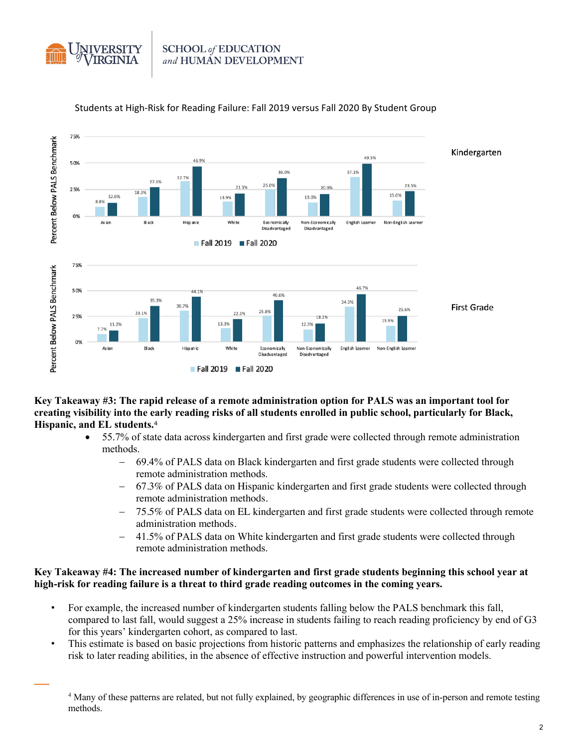Students at High-Risk for Reading Failure: Fall 2019 versus Fall 2020 By Student Group

Kindergarten

Percent Below PALS Benchmark

75%
50%
25%
0%

8.8%
12.6%
Asian

18.3%
27.1%
Black

32.7%
46.9%
Hispanic

13.9%
21.3%
White

25.0%
36.0%
Economically Disadvantaged

13.0%
20.9%
Non-Economically Disadvantaged

37.1%
49.5%
English Learner

15.0%
23.5%
Non-English Learner

Fall 2019 Fall 2020

First Grade

Percent Below PALS Benchmark

75%
50%
25%
0%

7.7%
11.2%
Asian

23.1%
35.3%
Black

30.7%
44.1%
Hispanic

13.3%
22.3%
White

25.8%
40.6%
Economically Disadvantaged

12.3%
18.2%
Non-Economically Disadvantaged

34.3%
46.7%
English Learner

15.9%
25.6%
Non-English Learner

Fall 2019 Fall 2020

**Key Takeaway #3: The rapid release of a remote administration option for PALS was an important tool for creating visibility into the early reading risks of all students enrolled in public school, particularly for Black, Hispanic, and EL students.**[4]

- 55.7% of state data across kindergarten and first grade were collected through remote administration methods.
  - 69.4% of PALS data on Black kindergarten and first grade students were collected through remote administration methods.
  - 67.3% of PALS data on Hispanic kindergarten and first grade students were collected through remote administration methods.
  - 75.5% of PALS data on EL kindergarten and first grade students were collected through remote administration methods.
  - 41.5% of PALS data on White kindergarten and first grade students were collected through remote administration methods.

**Key Takeaway #4: The increased number of kindergarten and first grade students beginning this school year at high-risk for reading failure is a threat to third grade reading outcomes in the coming years.**

- For example, the increased number of kindergarten students falling below the PALS benchmark this fall, compared to last fall, would suggest a 25% increase in students failing to reach reading proficiency by end of G3 for this years' kindergarten cohort, as compared to last.
- This estimate is based on basic projections from historic patterns and emphasizes the relationship of early reading risk to later reading abilities, in the absence of effective instruction and powerful intervention models.

[4] Many of these patterns are related, but not fully explained, by geographic differences in use of in-person and remote testing methods.